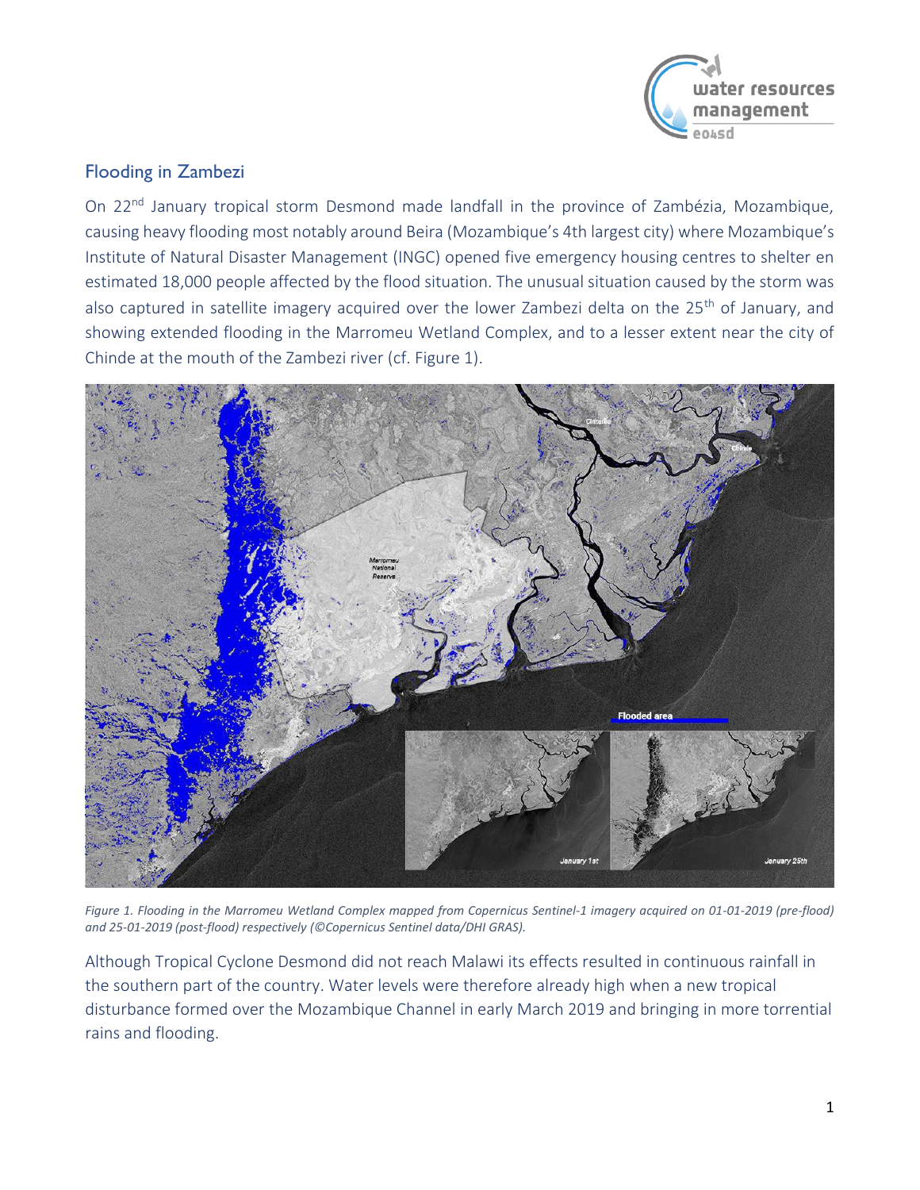## Flooding in Zambezi

On 22nd January tropical storm Desmond made landfall in the province of Zambézia, Mozambique, causing heavy flooding most notably around Beira (Mozambique's 4th largest city) where Mozambique's Institute of Natural Disaster Management (INGC) opened five emergency housing centres to shelter en estimated 18,000 people affected by the flood situation. The unusual situation caused by the storm was also captured in satellite imagery acquired over the lower Zambezi delta on the 25th of January, and showing extended flooding in the Marromeu Wetland Complex, and to a lesser extent near the city of Chinde at the mouth of the Zambezi river (cf. Figure 1).

*Figure 1. Flooding in the Marromeu Wetland Complex mapped from Copernicus Sentinel-1 imagery acquired on 01-01-2019 (pre-flood) and 25-01-2019 (post-flood) respectively (©Copernicus Sentinel data/DHI GRAS).*

Although Tropical Cyclone Desmond did not reach Malawi its effects resulted in continuous rainfall in the southern part of the country. Water levels were therefore already high when a new tropical disturbance formed over the Mozambique Channel in early March 2019 and bringing in more torrential rains and flooding.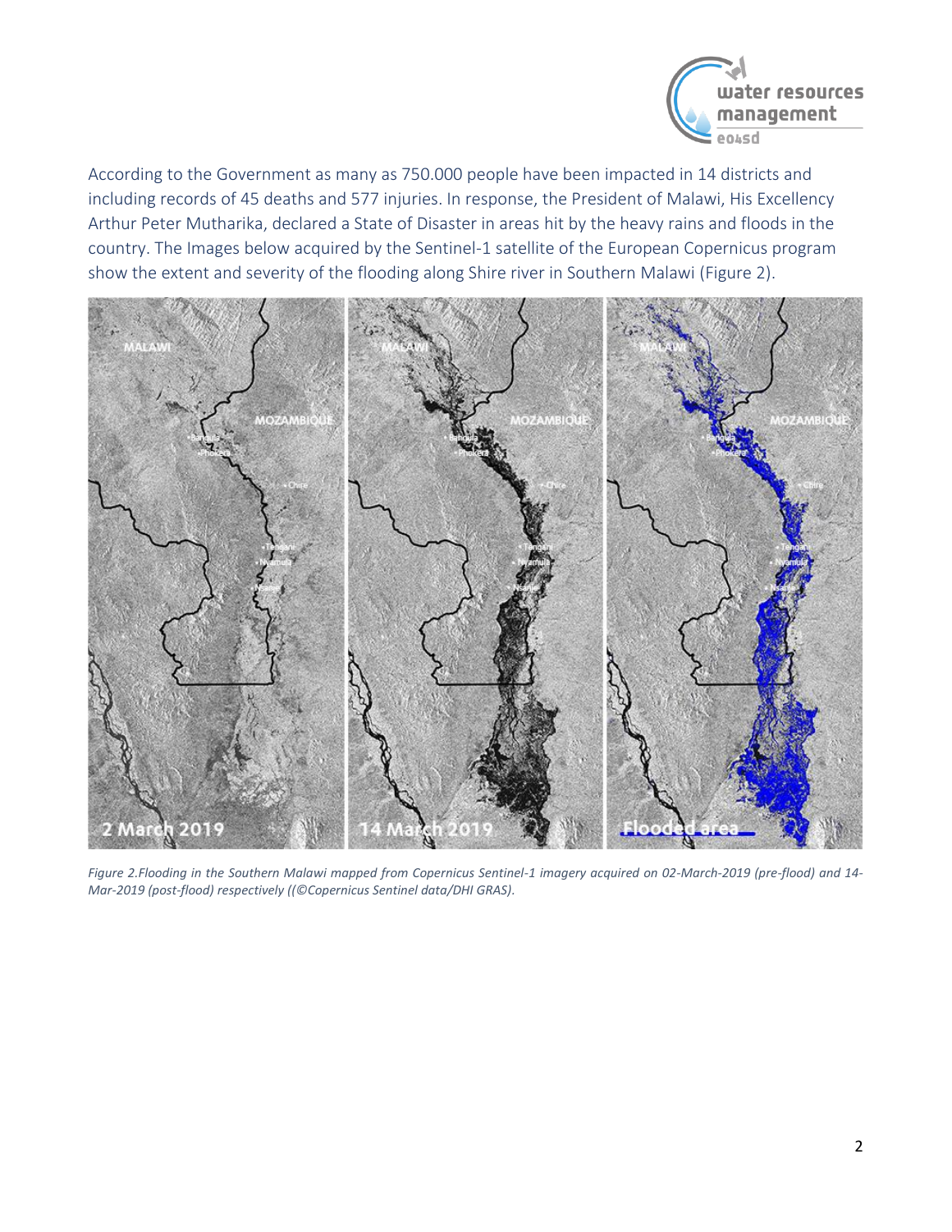According to the Government as many as 750.000 people have been impacted in 14 districts and including records of 45 deaths and 577 injuries. In response, the President of Malawi, His Excellency Arthur Peter Mutharika, declared a State of Disaster in areas hit by the heavy rains and floods in the country. The Images below acquired by the Sentinel-1 satellite of the European Copernicus program show the extent and severity of the flooding along Shire river in Southern Malawi (Figure 2).

*Figure 2.Flooding in the Southern Malawi mapped from Copernicus Sentinel-1 imagery acquired on 02-March-2019 (pre-flood) and 14-Mar-2019 (post-flood) respectively ((©Copernicus Sentinel data/DHI GRAS).*